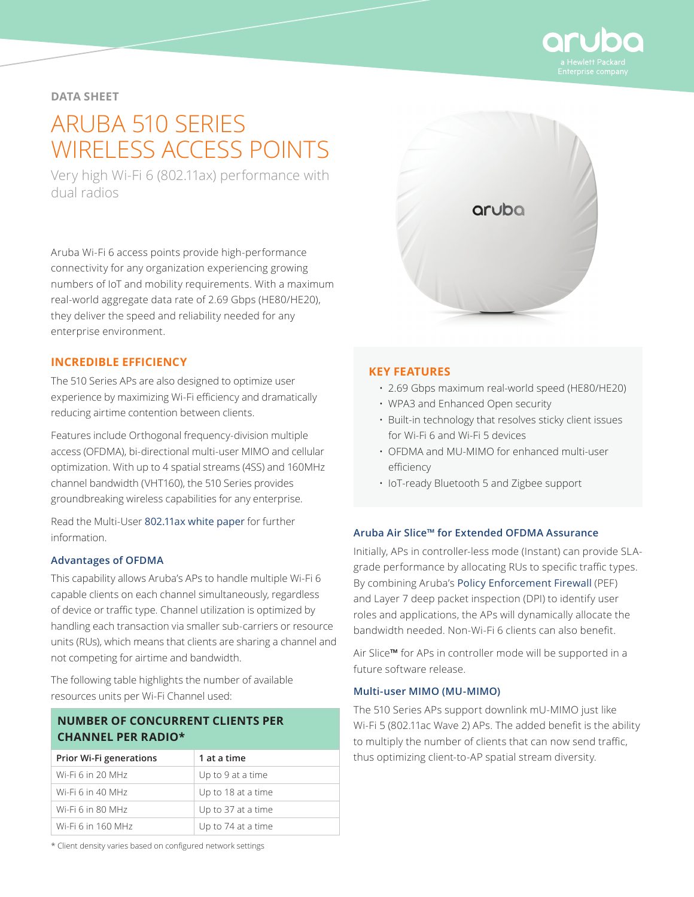DATA SHEET

# ARUBA 510 SERIES WIRELESS ACCESS POINTS

Very high Wi-Fi 6 (802.11ax) performance with dual radios

Aruba Wi-Fi 6 access points provide high-performance connectivity for any organization experiencing growing numbers of IoT and mobility requirements. With a maximum real-world aggregate data rate of 2.69 Gbps (HE80/HE20), they deliver the speed and reliability needed for any enterprise environment.

## INCREDIBLE EFFICIENCY

The 510 Series APs are also designed to optimize user experience by maximizing Wi-Fi efficiency and dramatically reducing airtime contention between clients.

Features include Orthogonal frequency-division multiple access (OFDMA), bi-directional multi-user MIMO and cellular optimization. With up to 4 spatial streams (4SS) and 160MHz channel bandwidth (VHT160), the 510 Series provides groundbreaking wireless capabilities for any enterprise.

Read the Multi-User 802.11ax white paper for further information.

### Advantages of OFDMA

This capability allows Aruba's APs to handle multiple Wi-Fi 6 capable clients on each channel simultaneously, regardless of device or traffic type. Channel utilization is optimized by handling each transaction via smaller sub-carriers or resource units (RUs), which means that clients are sharing a channel and not competing for airtime and bandwidth.

The following table highlights the number of available resources units per Wi-Fi Channel used:

**NUMBER OF CONCURRENT CLIENTS PER CHANNEL PER RADIO***

| Prior Wi-Fi generations | 1 at a time |
|---|---|
| Wi-Fi 6 in 20 MHz | Up to 9 at a time |
| Wi-Fi 6 in 40 MHz | Up to 18 at a time |
| Wi-Fi 6 in 80 MHz | Up to 37 at a time |
| Wi-Fi 6 in 160 MHz | Up to 74 at a time |

* Client density varies based on configured network settings

## KEY FEATURES

- 2.69 Gbps maximum real-world speed (HE80/HE20)
- WPA3 and Enhanced Open security
- Built-in technology that resolves sticky client issues for Wi-Fi 6 and Wi-Fi 5 devices
- OFDMA and MU-MIMO for enhanced multi-user efficiency
- IoT-ready Bluetooth 5 and Zigbee support

### Aruba Air Slice™ for Extended OFDMA Assurance

Initially, APs in controller-less mode (Instant) can provide SLA-grade performance by allocating RUs to specific traffic types. By combining Aruba's Policy Enforcement Firewall (PEF) and Layer 7 deep packet inspection (DPI) to identify user roles and applications, the APs will dynamically allocate the bandwidth needed. Non-Wi-Fi 6 clients can also benefit.

Air Slice™ for APs in controller mode will be supported in a future software release.

### Multi-user MIMO (MU-MIMO)

The 510 Series APs support downlink mU-MIMO just like Wi-Fi 5 (802.11ac Wave 2) APs. The added benefit is the ability to multiply the number of clients that can now send traffic, thus optimizing client-to-AP spatial stream diversity.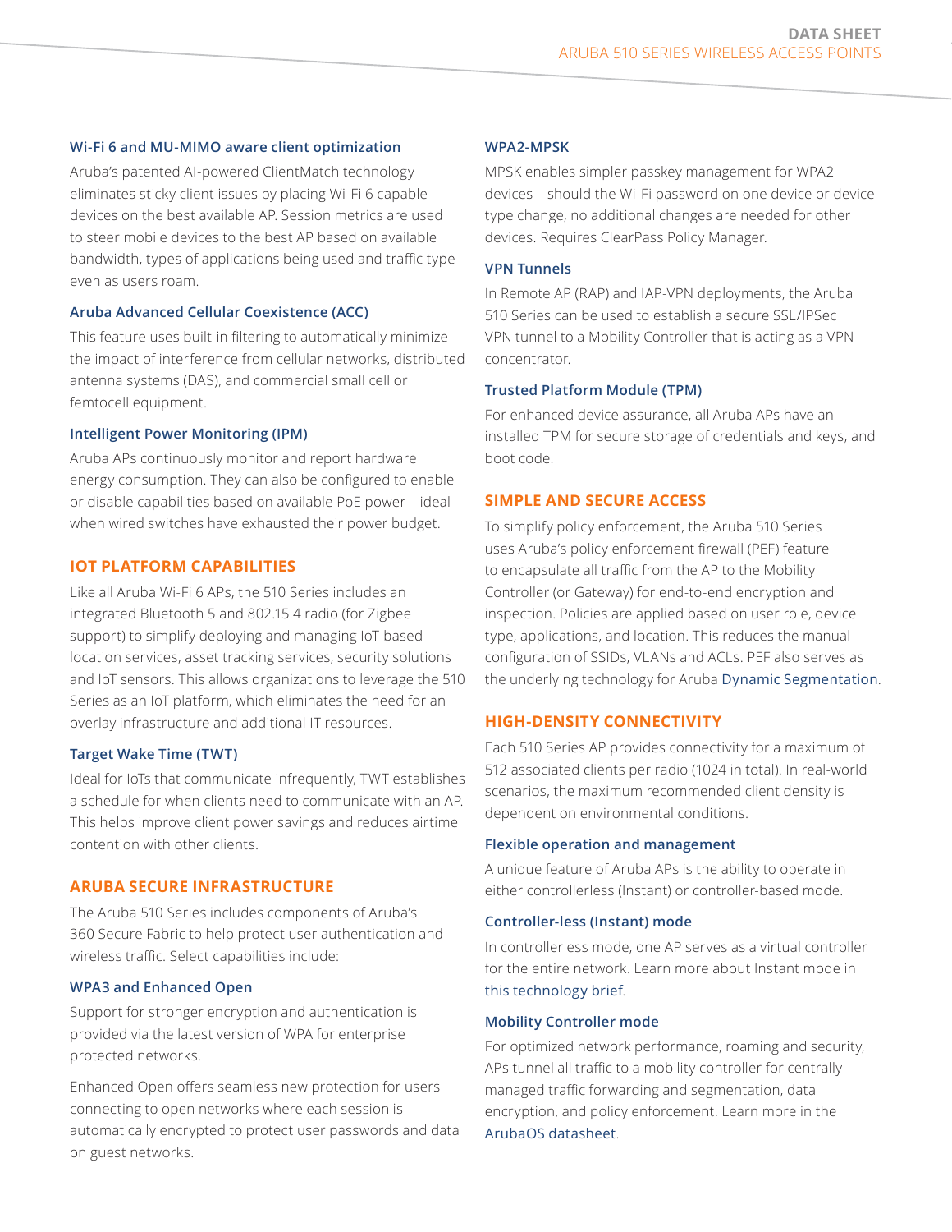### Wi-Fi 6 and MU-MIMO aware client optimization

Aruba's patented AI-powered ClientMatch technology eliminates sticky client issues by placing Wi-Fi 6 capable devices on the best available AP. Session metrics are used to steer mobile devices to the best AP based on available bandwidth, types of applications being used and traffic type – even as users roam.

### Aruba Advanced Cellular Coexistence (ACC)

This feature uses built-in filtering to automatically minimize the impact of interference from cellular networks, distributed antenna systems (DAS), and commercial small cell or femtocell equipment.

### Intelligent Power Monitoring (IPM)

Aruba APs continuously monitor and report hardware energy consumption. They can also be configured to enable or disable capabilities based on available PoE power – ideal when wired switches have exhausted their power budget.

## IOT PLATFORM CAPABILITIES

Like all Aruba Wi-Fi 6 APs, the 510 Series includes an integrated Bluetooth 5 and 802.15.4 radio (for Zigbee support) to simplify deploying and managing IoT-based location services, asset tracking services, security solutions and IoT sensors. This allows organizations to leverage the 510 Series as an IoT platform, which eliminates the need for an overlay infrastructure and additional IT resources.

### Target Wake Time (TWT)

Ideal for IoTs that communicate infrequently, TWT establishes a schedule for when clients need to communicate with an AP. This helps improve client power savings and reduces airtime contention with other clients.

## ARUBA SECURE INFRASTRUCTURE

The Aruba 510 Series includes components of Aruba's 360 Secure Fabric to help protect user authentication and wireless traffic. Select capabilities include:

### WPA3 and Enhanced Open

Support for stronger encryption and authentication is provided via the latest version of WPA for enterprise protected networks.

Enhanced Open offers seamless new protection for users connecting to open networks where each session is automatically encrypted to protect user passwords and data on guest networks.

### WPA2-MPSK

MPSK enables simpler passkey management for WPA2 devices – should the Wi-Fi password on one device or device type change, no additional changes are needed for other devices. Requires ClearPass Policy Manager.

### VPN Tunnels

In Remote AP (RAP) and IAP-VPN deployments, the Aruba 510 Series can be used to establish a secure SSL/IPSec VPN tunnel to a Mobility Controller that is acting as a VPN concentrator.

### Trusted Platform Module (TPM)

For enhanced device assurance, all Aruba APs have an installed TPM for secure storage of credentials and keys, and boot code.

## SIMPLE AND SECURE ACCESS

To simplify policy enforcement, the Aruba 510 Series uses Aruba's policy enforcement firewall (PEF) feature to encapsulate all traffic from the AP to the Mobility Controller (or Gateway) for end-to-end encryption and inspection. Policies are applied based on user role, device type, applications, and location. This reduces the manual configuration of SSIDs, VLANs and ACLs. PEF also serves as the underlying technology for Aruba Dynamic Segmentation.

## HIGH-DENSITY CONNECTIVITY

Each 510 Series AP provides connectivity for a maximum of 512 associated clients per radio (1024 in total). In real-world scenarios, the maximum recommended client density is dependent on environmental conditions.

### Flexible operation and management

A unique feature of Aruba APs is the ability to operate in either controllerless (Instant) or controller-based mode.

### Controller-less (Instant) mode

In controllerless mode, one AP serves as a virtual controller for the entire network. Learn more about Instant mode in this technology brief.

### Mobility Controller mode

For optimized network performance, roaming and security, APs tunnel all traffic to a mobility controller for centrally managed traffic forwarding and segmentation, data encryption, and policy enforcement. Learn more in the ArubaOS datasheet.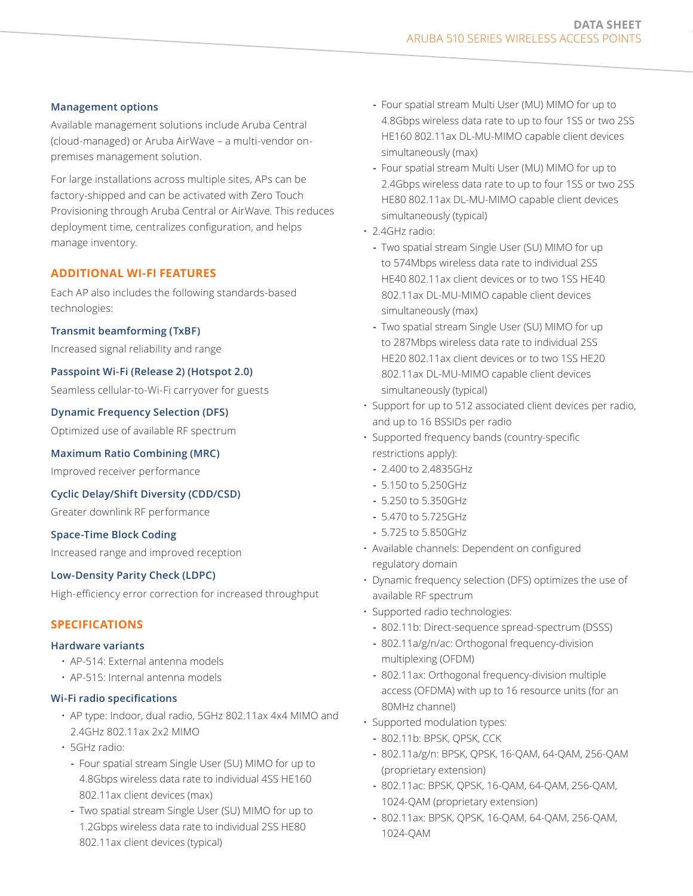### Management options

Available management solutions include Aruba Central (cloud-managed) or Aruba AirWave – a multi-vendor on-premises management solution.

For large installations across multiple sites, APs can be factory-shipped and can be activated with Zero Touch Provisioning through Aruba Central or AirWave. This reduces deployment time, centralizes configuration, and helps manage inventory.

## ADDITIONAL WI-FI FEATURES

Each AP also includes the following standards-based technologies:

### Transmit beamforming (TxBF)

Increased signal reliability and range

### Passpoint Wi-Fi (Release 2) (Hotspot 2.0)

Seamless cellular-to-Wi-Fi carryover for guests

### Dynamic Frequency Selection (DFS)

Optimized use of available RF spectrum

### Maximum Ratio Combining (MRC)

Improved receiver performance

### Cyclic Delay/Shift Diversity (CDD/CSD)

Greater downlink RF performance

### Space-Time Block Coding

Increased range and improved reception

### Low-Density Parity Check (LDPC)

High-efficiency error correction for increased throughput

## SPECIFICATIONS

### Hardware variants

- AP-514: External antenna models
- AP-515: Internal antenna models

### Wi-Fi radio specifications

- AP type: Indoor, dual radio, 5GHz 802.11ax 4x4 MIMO and 2.4GHz 802.11ax 2x2 MIMO
- 5GHz radio:
  - Four spatial stream Single User (SU) MIMO for up to 4.8Gbps wireless data rate to individual 4SS HE160 802.11ax client devices (max)
  - Two spatial stream Single User (SU) MIMO for up to 1.2Gbps wireless data rate to individual 2SS HE80 802.11ax client devices (typical)
  - Four spatial stream Multi User (MU) MIMO for up to 4.8Gbps wireless data rate to up to four 1SS or two 2SS HE160 802.11ax DL-MU-MIMO capable client devices simultaneously (max)
  - Four spatial stream Multi User (MU) MIMO for up to 2.4Gbps wireless data rate to up to four 1SS or two 2SS HE80 802.11ax DL-MU-MIMO capable client devices simultaneously (typical)
- 2.4GHz radio:
  - Two spatial stream Single User (SU) MIMO for up to 574Mbps wireless data rate to individual 2SS HE40 802.11ax client devices or to two 1SS HE40 802.11ax DL-MU-MIMO capable client devices simultaneously (max)
  - Two spatial stream Single User (SU) MIMO for up to 287Mbps wireless data rate to individual 2SS HE20 802.11ax client devices or to two 1SS HE20 802.11ax DL-MU-MIMO capable client devices simultaneously (typical)
- Support for up to 512 associated client devices per radio, and up to 16 BSSIDs per radio
- Supported frequency bands (country-specific restrictions apply):
  - 2.400 to 2.4835GHz
  - 5.150 to 5.250GHz
  - 5.250 to 5.350GHz
  - 5.470 to 5.725GHz
  - 5.725 to 5.850GHz
- Available channels: Dependent on configured regulatory domain
- Dynamic frequency selection (DFS) optimizes the use of available RF spectrum
- Supported radio technologies:
  - 802.11b: Direct-sequence spread-spectrum (DSSS)
  - 802.11a/g/n/ac: Orthogonal frequency-division multiplexing (OFDM)
  - 802.11ax: Orthogonal frequency-division multiple access (OFDMA) with up to 16 resource units (for an 80MHz channel)
- Supported modulation types:
  - 802.11b: BPSK, QPSK, CCK
  - 802.11a/g/n: BPSK, QPSK, 16-QAM, 64-QAM, 256-QAM (proprietary extension)
  - 802.11ac: BPSK, QPSK, 16-QAM, 64-QAM, 256-QAM, 1024-QAM (proprietary extension)
  - 802.11ax: BPSK, QPSK, 16-QAM, 64-QAM, 256-QAM, 1024-QAM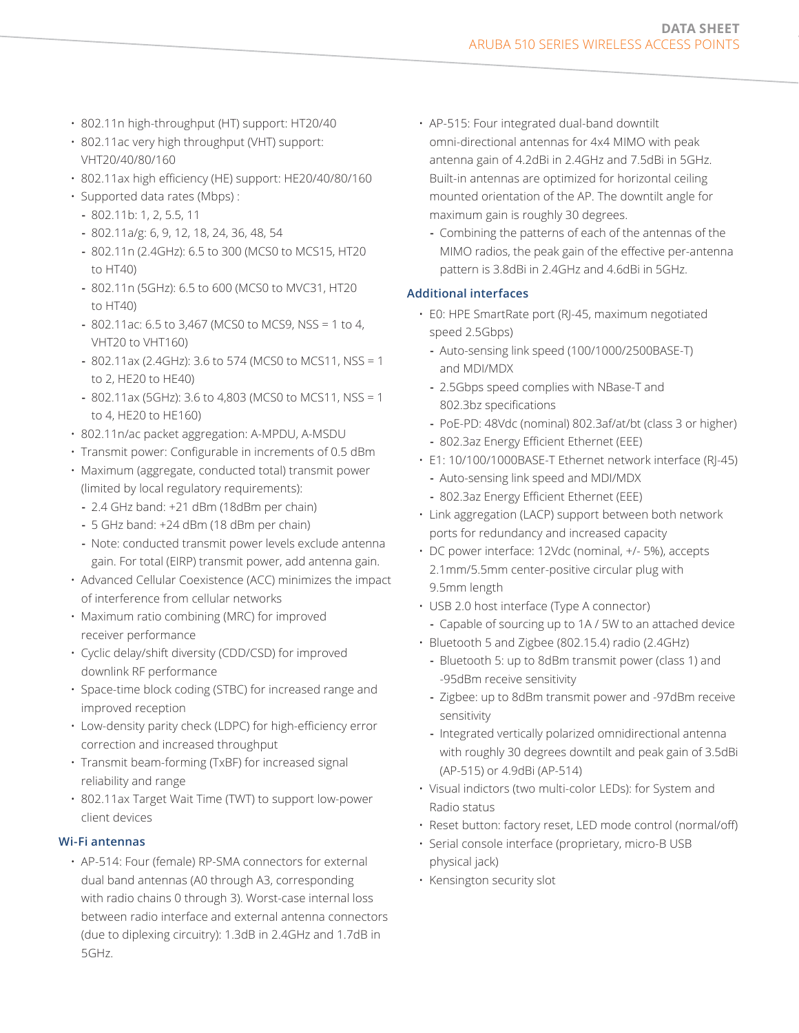- 802.11n high-throughput (HT) support: HT20/40
- 802.11ac very high throughput (VHT) support: VHT20/40/80/160
- 802.11ax high efficiency (HE) support: HE20/40/80/160
- Supported data rates (Mbps) :
  - 802.11b: 1, 2, 5.5, 11
  - 802.11a/g: 6, 9, 12, 18, 24, 36, 48, 54
  - 802.11n (2.4GHz): 6.5 to 300 (MCS0 to MCS15, HT20 to HT40)
  - 802.11n (5GHz): 6.5 to 600 (MCS0 to MVC31, HT20 to HT40)
  - 802.11ac: 6.5 to 3,467 (MCS0 to MCS9, NSS = 1 to 4, VHT20 to VHT160)
  - 802.11ax (2.4GHz): 3.6 to 574 (MCS0 to MCS11, NSS = 1 to 2, HE20 to HE40)
  - 802.11ax (5GHz): 3.6 to 4,803 (MCS0 to MCS11, NSS = 1 to 4, HE20 to HE160)
- 802.11n/ac packet aggregation: A-MPDU, A-MSDU
- Transmit power: Configurable in increments of 0.5 dBm
- Maximum (aggregate, conducted total) transmit power (limited by local regulatory requirements):
  - 2.4 GHz band: +21 dBm (18dBm per chain)
  - 5 GHz band: +24 dBm (18 dBm per chain)
  - Note: conducted transmit power levels exclude antenna gain. For total (EIRP) transmit power, add antenna gain.
- Advanced Cellular Coexistence (ACC) minimizes the impact of interference from cellular networks
- Maximum ratio combining (MRC) for improved receiver performance
- Cyclic delay/shift diversity (CDD/CSD) for improved downlink RF performance
- Space-time block coding (STBC) for increased range and improved reception
- Low-density parity check (LDPC) for high-efficiency error correction and increased throughput
- Transmit beam-forming (TxBF) for increased signal reliability and range
- 802.11ax Target Wait Time (TWT) to support low-power client devices

### Wi-Fi antennas

- AP-514: Four (female) RP-SMA connectors for external dual band antennas (A0 through A3, corresponding with radio chains 0 through 3). Worst-case internal loss between radio interface and external antenna connectors (due to diplexing circuitry): 1.3dB in 2.4GHz and 1.7dB in 5GHz.
- AP-515: Four integrated dual-band downtilt omni-directional antennas for 4x4 MIMO with peak antenna gain of 4.2dBi in 2.4GHz and 7.5dBi in 5GHz. Built-in antennas are optimized for horizontal ceiling mounted orientation of the AP. The downtilt angle for maximum gain is roughly 30 degrees.
  - Combining the patterns of each of the antennas of the MIMO radios, the peak gain of the effective per-antenna pattern is 3.8dBi in 2.4GHz and 4.6dBi in 5GHz.

### Additional interfaces

- E0: HPE SmartRate port (RJ-45, maximum negotiated speed 2.5Gbps)
  - Auto-sensing link speed (100/1000/2500BASE-T) and MDI/MDX
  - 2.5Gbps speed complies with NBase-T and 802.3bz specifications
  - PoE-PD: 48Vdc (nominal) 802.3af/at/bt (class 3 or higher)
  - 802.3az Energy Efficient Ethernet (EEE)
- E1: 10/100/1000BASE-T Ethernet network interface (RJ-45)
  - Auto-sensing link speed and MDI/MDX
  - 802.3az Energy Efficient Ethernet (EEE)
- Link aggregation (LACP) support between both network ports for redundancy and increased capacity
- DC power interface: 12Vdc (nominal, +/- 5%), accepts 2.1mm/5.5mm center-positive circular plug with 9.5mm length
- USB 2.0 host interface (Type A connector)
  - Capable of sourcing up to 1A / 5W to an attached device
- Bluetooth 5 and Zigbee (802.15.4) radio (2.4GHz)
  - Bluetooth 5: up to 8dBm transmit power (class 1) and -95dBm receive sensitivity
  - Zigbee: up to 8dBm transmit power and -97dBm receive sensitivity
  - Integrated vertically polarized omnidirectional antenna with roughly 30 degrees downtilt and peak gain of 3.5dBi (AP-515) or 4.9dBi (AP-514)
- Visual indictors (two multi-color LEDs): for System and Radio status
- Reset button: factory reset, LED mode control (normal/off)
- Serial console interface (proprietary, micro-B USB physical jack)
- Kensington security slot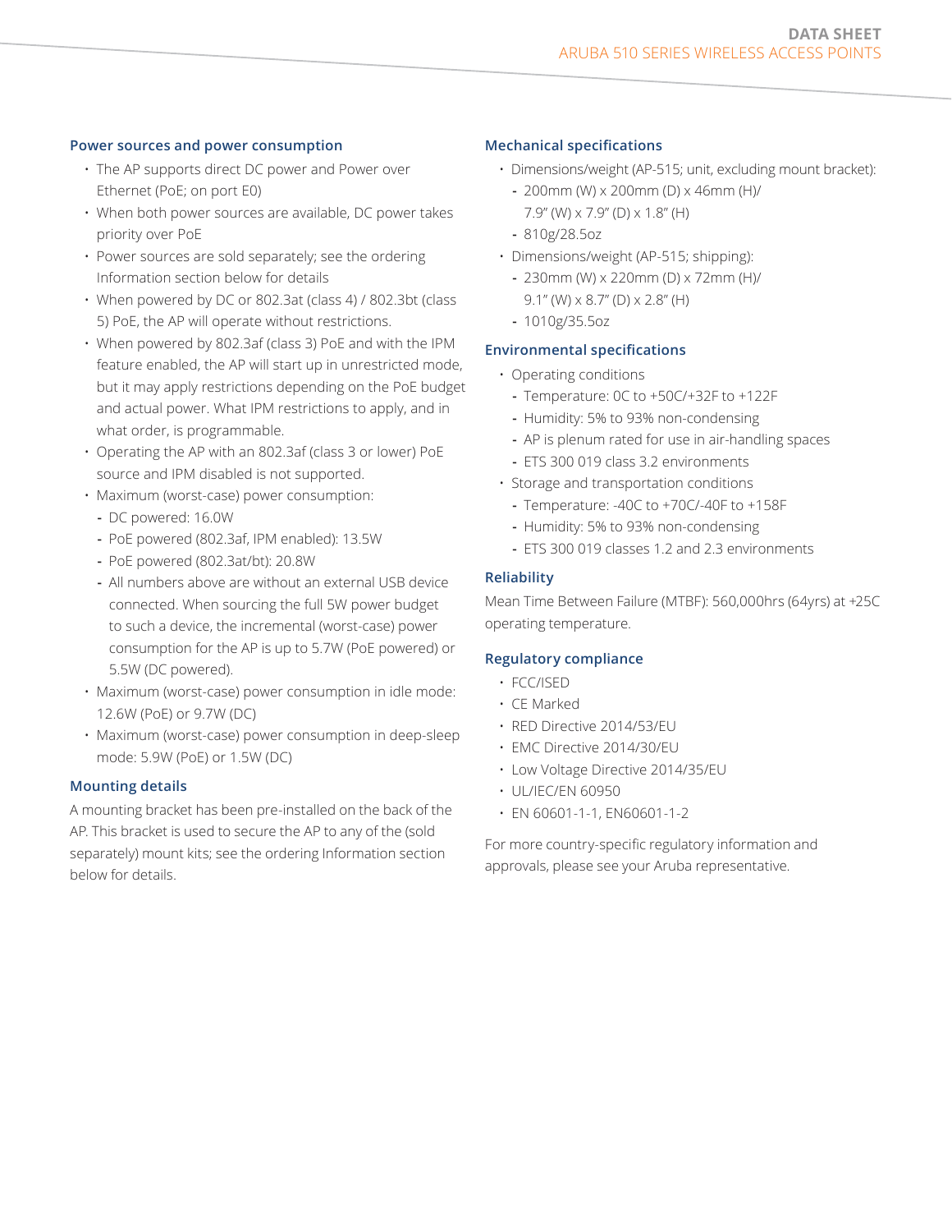### Power sources and power consumption

- The AP supports direct DC power and Power over Ethernet (PoE; on port E0)
- When both power sources are available, DC power takes priority over PoE
- Power sources are sold separately; see the ordering Information section below for details
- When powered by DC or 802.3at (class 4) / 802.3bt (class 5) PoE, the AP will operate without restrictions.
- When powered by 802.3af (class 3) PoE and with the IPM feature enabled, the AP will start up in unrestricted mode, but it may apply restrictions depending on the PoE budget and actual power. What IPM restrictions to apply, and in what order, is programmable.
- Operating the AP with an 802.3af (class 3 or lower) PoE source and IPM disabled is not supported.
- Maximum (worst-case) power consumption:
  - DC powered: 16.0W
  - PoE powered (802.3af, IPM enabled): 13.5W
  - PoE powered (802.3at/bt): 20.8W
  - All numbers above are without an external USB device connected. When sourcing the full 5W power budget to such a device, the incremental (worst-case) power consumption for the AP is up to 5.7W (PoE powered) or 5.5W (DC powered).
- Maximum (worst-case) power consumption in idle mode: 12.6W (PoE) or 9.7W (DC)
- Maximum (worst-case) power consumption in deep-sleep mode: 5.9W (PoE) or 1.5W (DC)

### Mounting details

A mounting bracket has been pre-installed on the back of the AP. This bracket is used to secure the AP to any of the (sold separately) mount kits; see the ordering Information section below for details.

### Mechanical specifications

- Dimensions/weight (AP-515; unit, excluding mount bracket):
  - 200mm (W) x 200mm (D) x 46mm (H)/ 7.9" (W) x 7.9" (D) x 1.8" (H)
  - 810g/28.5oz
- Dimensions/weight (AP-515; shipping):
  - 230mm (W) x 220mm (D) x 72mm (H)/ 9.1" (W) x 8.7" (D) x 2.8" (H)
  - 1010g/35.5oz

### Environmental specifications

- Operating conditions
  - Temperature: 0C to +50C/+32F to +122F
  - Humidity: 5% to 93% non-condensing
  - AP is plenum rated for use in air-handling spaces
  - ETS 300 019 class 3.2 environments
- Storage and transportation conditions
  - Temperature: -40C to +70C/-40F to +158F
  - Humidity: 5% to 93% non-condensing
  - ETS 300 019 classes 1.2 and 2.3 environments

### Reliability

Mean Time Between Failure (MTBF): 560,000hrs (64yrs) at +25C operating temperature.

### Regulatory compliance

- FCC/ISED
- CE Marked
- RED Directive 2014/53/EU
- EMC Directive 2014/30/EU
- Low Voltage Directive 2014/35/EU
- UL/IEC/EN 60950
- EN 60601-1-1, EN60601-1-2

For more country-specific regulatory information and approvals, please see your Aruba representative.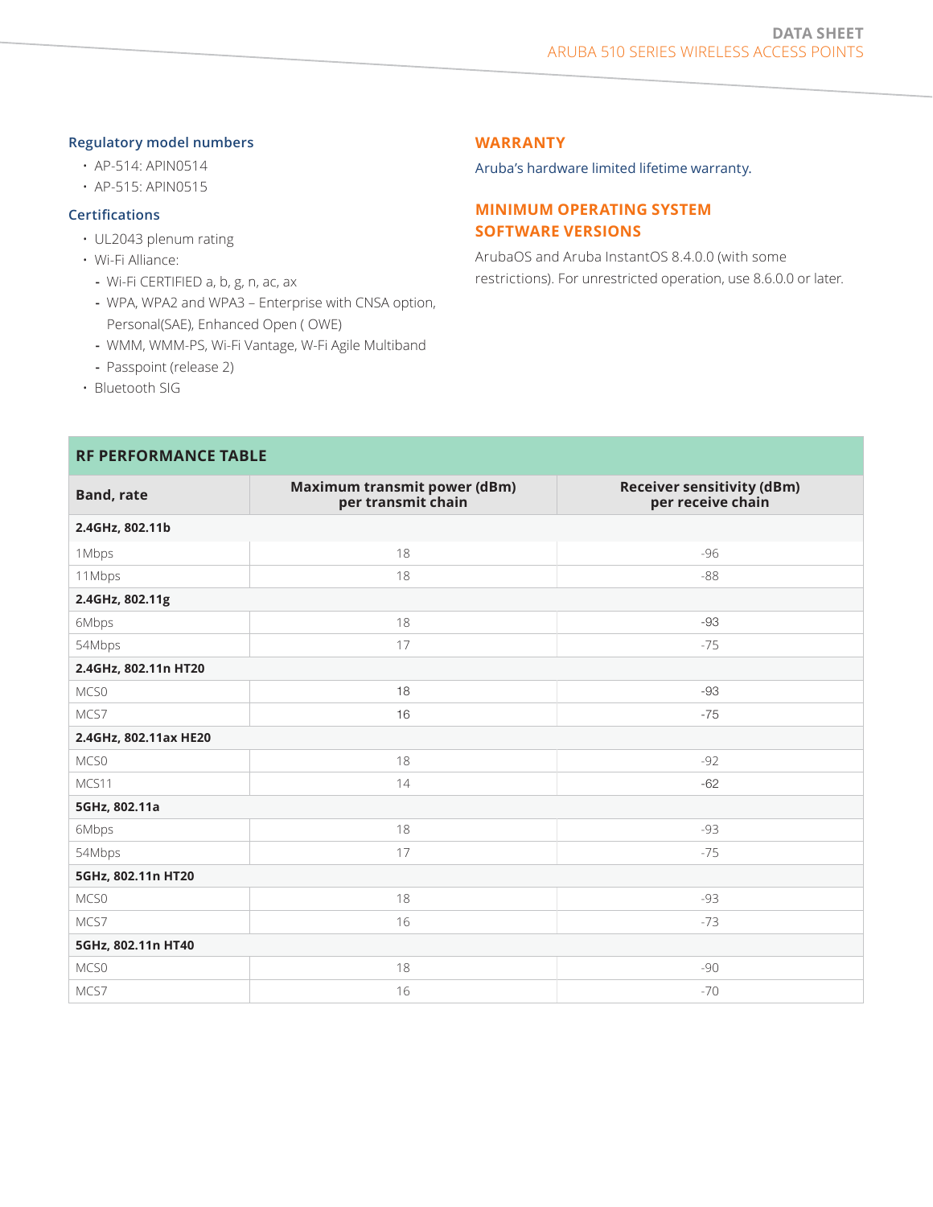### Regulatory model numbers

- AP-514: APIN0514
- AP-515: APIN0515

### Certifications

- UL2043 plenum rating
- Wi-Fi Alliance:
  - Wi-Fi CERTIFIED a, b, g, n, ac, ax
  - WPA, WPA2 and WPA3 – Enterprise with CNSA option, Personal(SAE), Enhanced Open ( OWE)
  - WMM, WMM-PS, Wi-Fi Vantage, W-Fi Agile Multiband
  - Passpoint (release 2)
- Bluetooth SIG

## WARRANTY

Aruba's hardware limited lifetime warranty.

## MINIMUM OPERATING SYSTEM SOFTWARE VERSIONS

ArubaOS and Aruba InstantOS 8.4.0.0 (with some restrictions). For unrestricted operation, use 8.6.0.0 or later.

## RF PERFORMANCE TABLE

| Band, rate | Maximum transmit power (dBm) per transmit chain | Receiver sensitivity (dBm) per receive chain |
|---|---|---|
| **2.4GHz, 802.11b** | | |
| 1Mbps | 18 | -96 |
| 11Mbps | 18 | -88 |
| **2.4GHz, 802.11g** | | |
| 6Mbps | 18 | -93 |
| 54Mbps | 17 | -75 |
| **2.4GHz, 802.11n HT20** | | |
| MCS0 | 18 | -93 |
| MCS7 | 16 | -75 |
| **2.4GHz, 802.11ax HE20** | | |
| MCS0 | 18 | -92 |
| MCS11 | 14 | -62 |
| **5GHz, 802.11a** | | |
| 6Mbps | 18 | -93 |
| 54Mbps | 17 | -75 |
| **5GHz, 802.11n HT20** | | |
| MCS0 | 18 | -93 |
| MCS7 | 16 | -73 |
| **5GHz, 802.11n HT40** | | |
| MCS0 | 18 | -90 |
| MCS7 | 16 | -70 |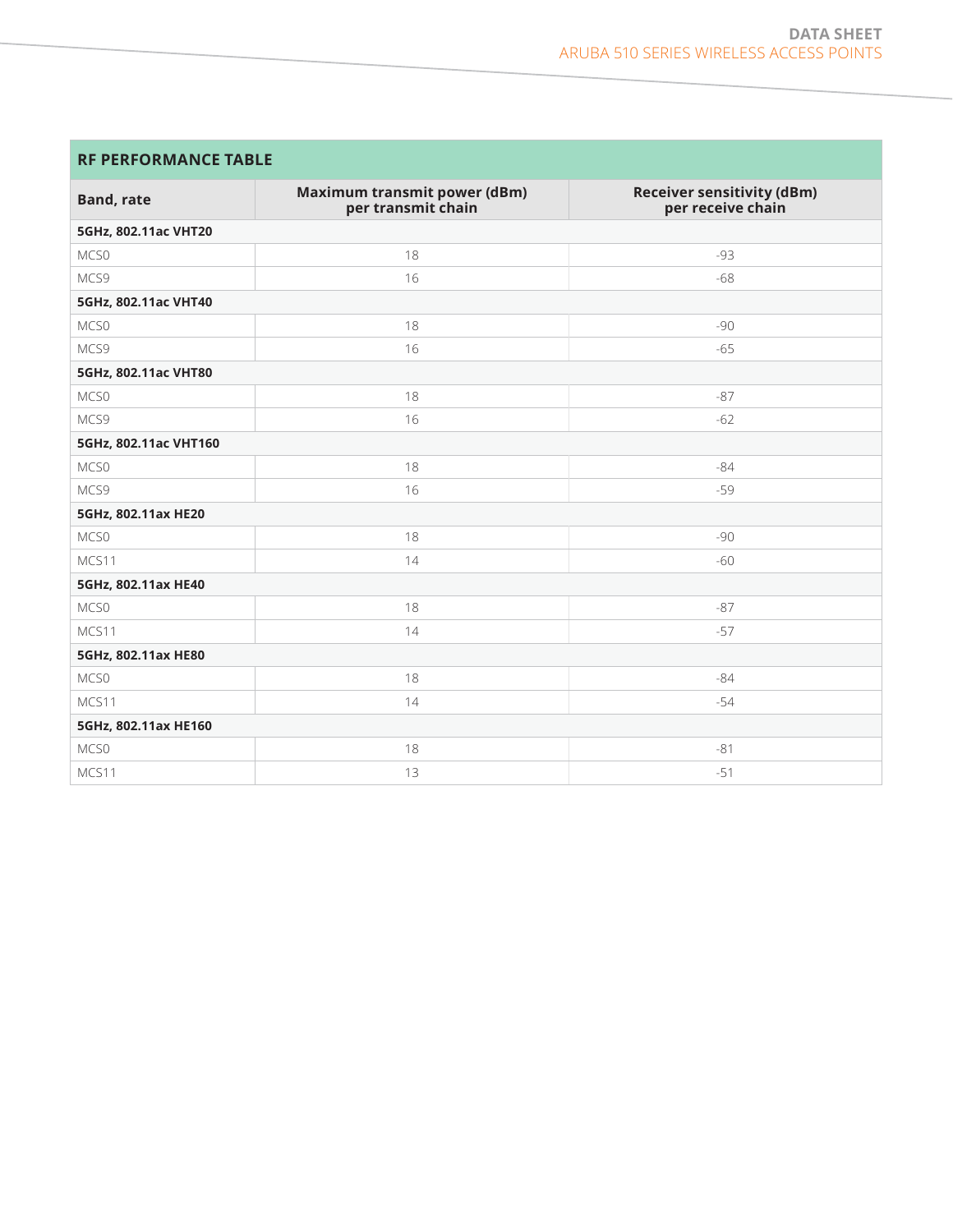| RF PERFORMANCE TABLE | | |
|---|---|---|
| **Band, rate** | **Maximum transmit power (dBm) per transmit chain** | **Receiver sensitivity (dBm) per receive chain** |
| **5GHz, 802.11ac VHT20** | | |
| MCS0 | 18 | -93 |
| MCS9 | 16 | -68 |
| **5GHz, 802.11ac VHT40** | | |
| MCS0 | 18 | -90 |
| MCS9 | 16 | -65 |
| **5GHz, 802.11ac VHT80** | | |
| MCS0 | 18 | -87 |
| MCS9 | 16 | -62 |
| **5GHz, 802.11ac VHT160** | | |
| MCS0 | 18 | -84 |
| MCS9 | 16 | -59 |
| **5GHz, 802.11ax HE20** | | |
| MCS0 | 18 | -90 |
| MCS11 | 14 | -60 |
| **5GHz, 802.11ax HE40** | | |
| MCS0 | 18 | -87 |
| MCS11 | 14 | -57 |
| **5GHz, 802.11ax HE80** | | |
| MCS0 | 18 | -84 |
| MCS11 | 14 | -54 |
| **5GHz, 802.11ax HE160** | | |
| MCS0 | 18 | -81 |
| MCS11 | 13 | -51 |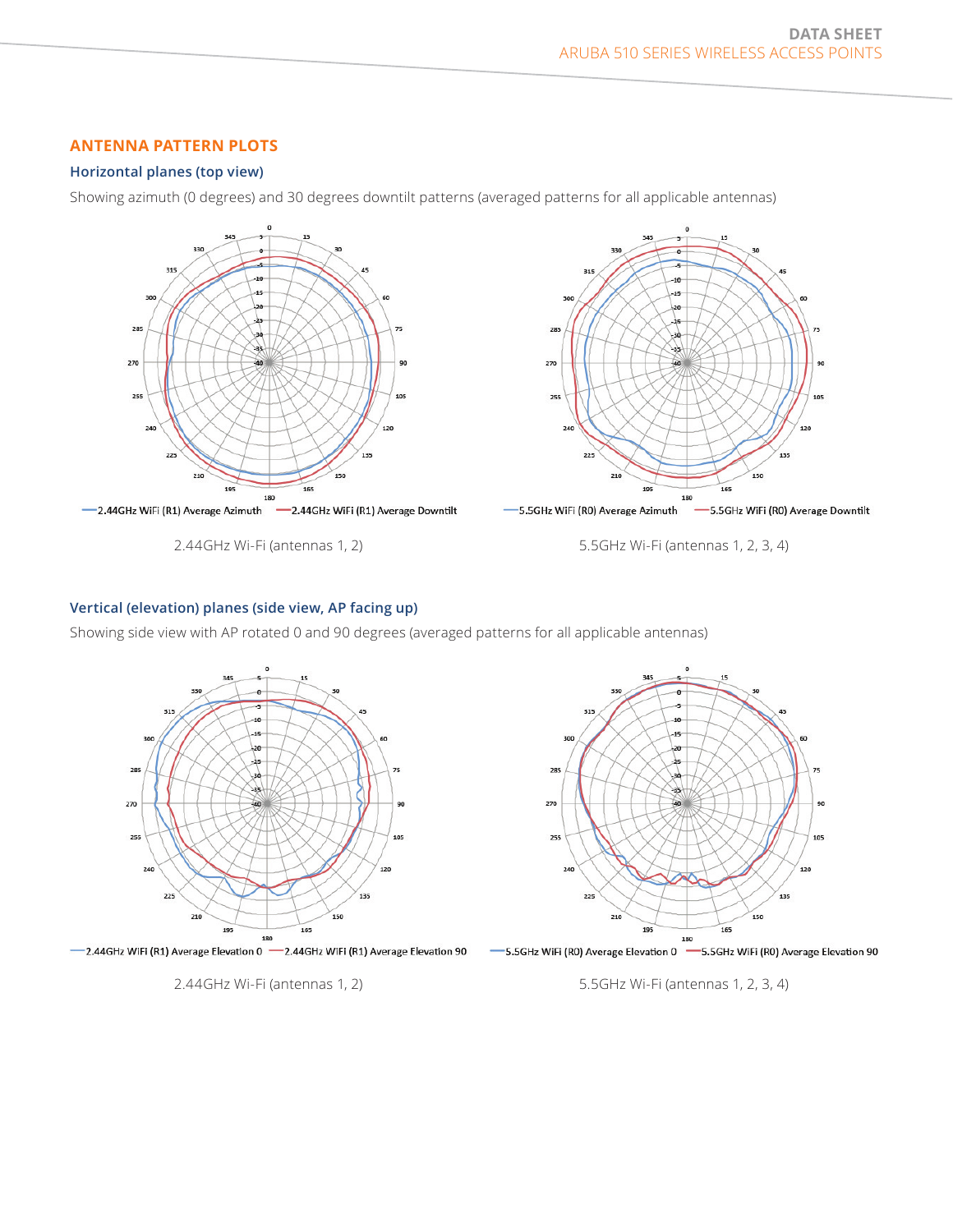## ANTENNA PATTERN PLOTS

### Horizontal planes (top view)

Showing azimuth (0 degrees) and 30 degrees downtilt patterns (averaged patterns for all applicable antennas)

2.44GHz WiFi (R1) Average Azimuth — 2.44GHz WiFi (R1) Average Downtilt

2.44GHz Wi-Fi (antennas 1, 2)

5.5GHz WiFi (R0) Average Azimuth — 5.5GHz WiFi (R0) Average Downtilt

5.5GHz Wi-Fi (antennas 1, 2, 3, 4)

### Vertical (elevation) planes (side view, AP facing up)

Showing side view with AP rotated 0 and 90 degrees (averaged patterns for all applicable antennas)

2.44GHz WiFi (R1) Average Elevation 0 — 2.44GHz WiFi (R1) Average Elevation 90

2.44GHz Wi-Fi (antennas 1, 2)

5.5GHz WiFi (R0) Average Elevation 0 — 5.5GHz WiFi (R0) Average Elevation 90

5.5GHz Wi-Fi (antennas 1, 2, 3, 4)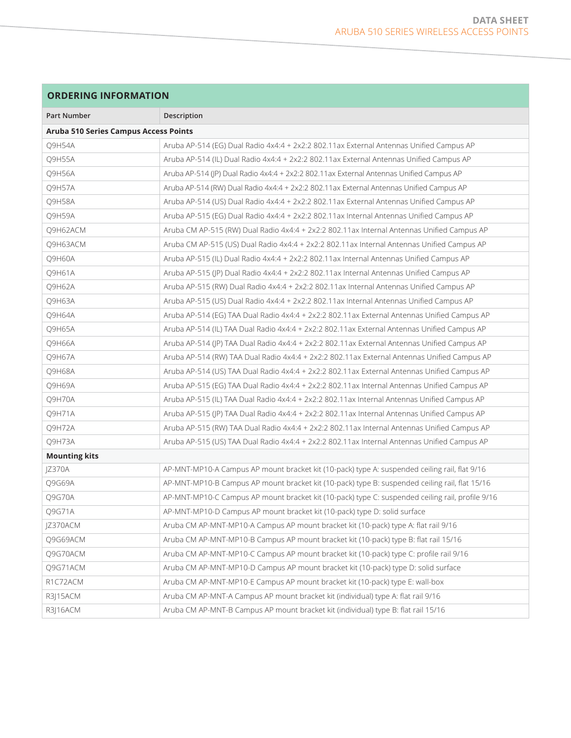## ORDERING INFORMATION

| Part Number | Description |
|---|---|
| **Aruba 510 Series Campus Access Points** | |
| Q9H54A | Aruba AP-514 (EG) Dual Radio 4x4:4 + 2x2:2 802.11ax External Antennas Unified Campus AP |
| Q9H55A | Aruba AP-514 (IL) Dual Radio 4x4:4 + 2x2:2 802.11ax External Antennas Unified Campus AP |
| Q9H56A | Aruba AP-514 (JP) Dual Radio 4x4:4 + 2x2:2 802.11ax External Antennas Unified Campus AP |
| Q9H57A | Aruba AP-514 (RW) Dual Radio 4x4:4 + 2x2:2 802.11ax External Antennas Unified Campus AP |
| Q9H58A | Aruba AP-514 (US) Dual Radio 4x4:4 + 2x2:2 802.11ax External Antennas Unified Campus AP |
| Q9H59A | Aruba AP-515 (EG) Dual Radio 4x4:4 + 2x2:2 802.11ax Internal Antennas Unified Campus AP |
| Q9H62ACM | Aruba CM AP-515 (RW) Dual Radio 4x4:4 + 2x2:2 802.11ax Internal Antennas Unified Campus AP |
| Q9H63ACM | Aruba CM AP-515 (US) Dual Radio 4x4:4 + 2x2:2 802.11ax Internal Antennas Unified Campus AP |
| Q9H60A | Aruba AP-515 (IL) Dual Radio 4x4:4 + 2x2:2 802.11ax Internal Antennas Unified Campus AP |
| Q9H61A | Aruba AP-515 (JP) Dual Radio 4x4:4 + 2x2:2 802.11ax Internal Antennas Unified Campus AP |
| Q9H62A | Aruba AP-515 (RW) Dual Radio 4x4:4 + 2x2:2 802.11ax Internal Antennas Unified Campus AP |
| Q9H63A | Aruba AP-515 (US) Dual Radio 4x4:4 + 2x2:2 802.11ax Internal Antennas Unified Campus AP |
| Q9H64A | Aruba AP-514 (EG) TAA Dual Radio 4x4:4 + 2x2:2 802.11ax External Antennas Unified Campus AP |
| Q9H65A | Aruba AP-514 (IL) TAA Dual Radio 4x4:4 + 2x2:2 802.11ax External Antennas Unified Campus AP |
| Q9H66A | Aruba AP-514 (JP) TAA Dual Radio 4x4:4 + 2x2:2 802.11ax External Antennas Unified Campus AP |
| Q9H67A | Aruba AP-514 (RW) TAA Dual Radio 4x4:4 + 2x2:2 802.11ax External Antennas Unified Campus AP |
| Q9H68A | Aruba AP-514 (US) TAA Dual Radio 4x4:4 + 2x2:2 802.11ax External Antennas Unified Campus AP |
| Q9H69A | Aruba AP-515 (EG) TAA Dual Radio 4x4:4 + 2x2:2 802.11ax Internal Antennas Unified Campus AP |
| Q9H70A | Aruba AP-515 (IL) TAA Dual Radio 4x4:4 + 2x2:2 802.11ax Internal Antennas Unified Campus AP |
| Q9H71A | Aruba AP-515 (JP) TAA Dual Radio 4x4:4 + 2x2:2 802.11ax Internal Antennas Unified Campus AP |
| Q9H72A | Aruba AP-515 (RW) TAA Dual Radio 4x4:4 + 2x2:2 802.11ax Internal Antennas Unified Campus AP |
| Q9H73A | Aruba AP-515 (US) TAA Dual Radio 4x4:4 + 2x2:2 802.11ax Internal Antennas Unified Campus AP |
| **Mounting kits** | |
| JZ370A | AP-MNT-MP10-A Campus AP mount bracket kit (10-pack) type A: suspended ceiling rail, flat 9/16 |
| Q9G69A | AP-MNT-MP10-B Campus AP mount bracket kit (10-pack) type B: suspended ceiling rail, flat 15/16 |
| Q9G70A | AP-MNT-MP10-C Campus AP mount bracket kit (10-pack) type C: suspended ceiling rail, profile 9/16 |
| Q9G71A | AP-MNT-MP10-D Campus AP mount bracket kit (10-pack) type D: solid surface |
| JZ370ACM | Aruba CM AP-MNT-MP10-A Campus AP mount bracket kit (10-pack) type A: flat rail 9/16 |
| Q9G69ACM | Aruba CM AP-MNT-MP10-B Campus AP mount bracket kit (10-pack) type B: flat rail 15/16 |
| Q9G70ACM | Aruba CM AP-MNT-MP10-C Campus AP mount bracket kit (10-pack) type C: profile rail 9/16 |
| Q9G71ACM | Aruba CM AP-MNT-MP10-D Campus AP mount bracket kit (10-pack) type D: solid surface |
| R1C72ACM | Aruba CM AP-MNT-MP10-E Campus AP mount bracket kit (10-pack) type E: wall-box |
| R3J15ACM | Aruba CM AP-MNT-A Campus AP mount bracket kit (individual) type A: flat rail 9/16 |
| R3J16ACM | Aruba CM AP-MNT-B Campus AP mount bracket kit (individual) type B: flat rail 15/16 |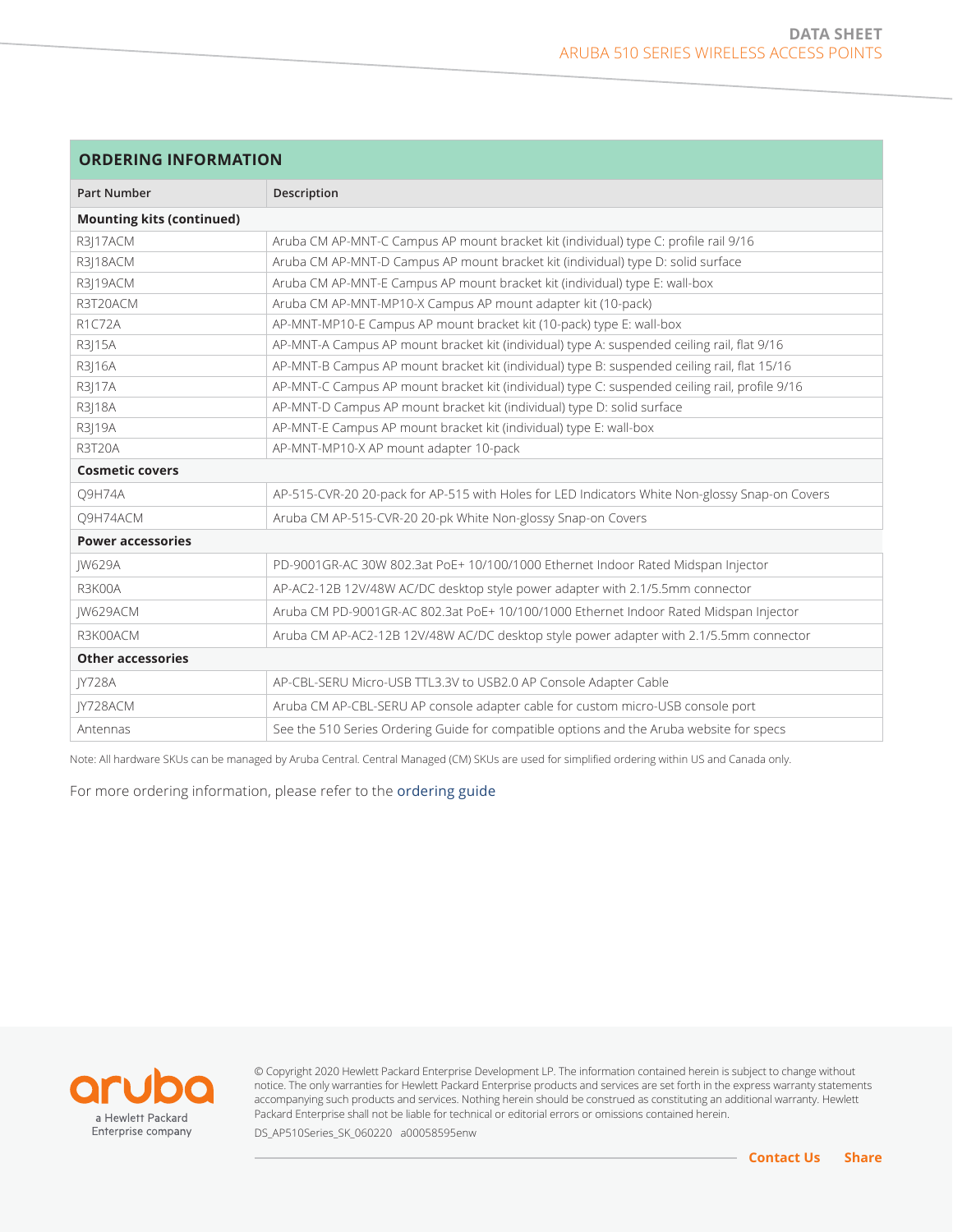## ORDERING INFORMATION

| Part Number | Description |
|---|---|
| **Mounting kits (continued)** | |
| R3J17ACM | Aruba CM AP-MNT-C Campus AP mount bracket kit (individual) type C: profile rail 9/16 |
| R3J18ACM | Aruba CM AP-MNT-D Campus AP mount bracket kit (individual) type D: solid surface |
| R3J19ACM | Aruba CM AP-MNT-E Campus AP mount bracket kit (individual) type E: wall-box |
| R3T20ACM | Aruba CM AP-MNT-MP10-X Campus AP mount adapter kit (10-pack) |
| R1C72A | AP-MNT-MP10-E Campus AP mount bracket kit (10-pack) type E: wall-box |
| R3J15A | AP-MNT-A Campus AP mount bracket kit (individual) type A: suspended ceiling rail, flat 9/16 |
| R3J16A | AP-MNT-B Campus AP mount bracket kit (individual) type B: suspended ceiling rail, flat 15/16 |
| R3J17A | AP-MNT-C Campus AP mount bracket kit (individual) type C: suspended ceiling rail, profile 9/16 |
| R3J18A | AP-MNT-D Campus AP mount bracket kit (individual) type D: solid surface |
| R3J19A | AP-MNT-E Campus AP mount bracket kit (individual) type E: wall-box |
| R3T20A | AP-MNT-MP10-X AP mount adapter 10-pack |
| **Cosmetic covers** | |
| Q9H74A | AP-515-CVR-20 20-pack for AP-515 with Holes for LED Indicators White Non-glossy Snap-on Covers |
| Q9H74ACM | Aruba CM AP-515-CVR-20 20-pk White Non-glossy Snap-on Covers |
| **Power accessories** | |
| JW629A | PD-9001GR-AC 30W 802.3at PoE+ 10/100/1000 Ethernet Indoor Rated Midspan Injector |
| R3K00A | AP-AC2-12B 12V/48W AC/DC desktop style power adapter with 2.1/5.5mm connector |
| JW629ACM | Aruba CM PD-9001GR-AC 802.3at PoE+ 10/100/1000 Ethernet Indoor Rated Midspan Injector |
| R3K00ACM | Aruba CM AP-AC2-12B 12V/48W AC/DC desktop style power adapter with 2.1/5.5mm connector |
| **Other accessories** | |
| JY728A | AP-CBL-SERU Micro-USB TTL3.3V to USB2.0 AP Console Adapter Cable |
| JY728ACM | Aruba CM AP-CBL-SERU AP console adapter cable for custom micro-USB console port |
| Antennas | See the 510 Series Ordering Guide for compatible options and the Aruba website for specs |

Note: All hardware SKUs can be managed by Aruba Central. Central Managed (CM) SKUs are used for simplified ordering within US and Canada only.

For more ordering information, please refer to the ordering guide

aruba
a Hewlett Packard Enterprise company

© Copyright 2020 Hewlett Packard Enterprise Development LP. The information contained herein is subject to change without notice. The only warranties for Hewlett Packard Enterprise products and services are set forth in the express warranty statements accompanying such products and services. Nothing herein should be construed as constituting an additional warranty. Hewlett Packard Enterprise shall not be liable for technical or editorial errors or omissions contained herein.

DS_AP510Series_SK_060220 a00058595enw

Contact Us Share